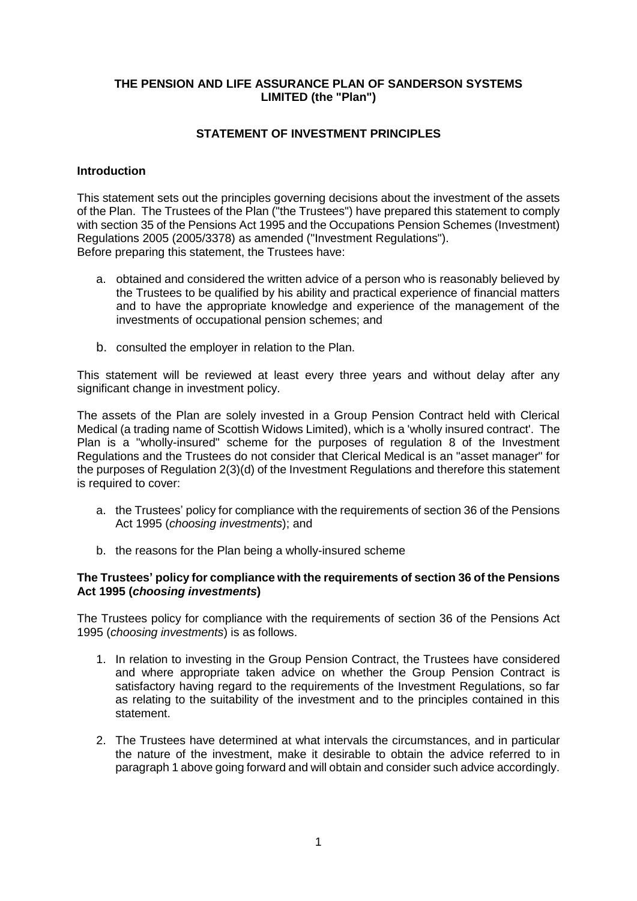**THE PENSION AND LIFE ASSURANCE PLAN OF SANDERSON SYSTEMS LIMITED (the "Plan")**

**STATEMENT OF INVESTMENT PRINCIPLES**

**Introduction**

This statement sets out the principles governing decisions about the investment of the assets of the Plan. The Trustees of the Plan ("the Trustees") have prepared this statement to comply with section 35 of the Pensions Act 1995 and the Occupations Pension Schemes (Investment) Regulations 2005 (2005/3378) as amended ("Investment Regulations").
Before preparing this statement, the Trustees have:

a. obtained and considered the written advice of a person who is reasonably believed by the Trustees to be qualified by his ability and practical experience of financial matters and to have the appropriate knowledge and experience of the management of the investments of occupational pension schemes; and

b. consulted the employer in relation to the Plan.

This statement will be reviewed at least every three years and without delay after any significant change in investment policy.

The assets of the Plan are solely invested in a Group Pension Contract held with Clerical Medical (a trading name of Scottish Widows Limited), which is a 'wholly insured contract'. The Plan is a "wholly-insured" scheme for the purposes of regulation 8 of the Investment Regulations and the Trustees do not consider that Clerical Medical is an "asset manager" for the purposes of Regulation 2(3)(d) of the Investment Regulations and therefore this statement is required to cover:

a. the Trustees' policy for compliance with the requirements of section 36 of the Pensions Act 1995 (*choosing investments*); and

b. the reasons for the Plan being a wholly-insured scheme

**The Trustees' policy for compliance with the requirements of section 36 of the Pensions Act 1995 (*choosing investments*)**

The Trustees policy for compliance with the requirements of section 36 of the Pensions Act 1995 (*choosing investments*) is as follows.

1. In relation to investing in the Group Pension Contract, the Trustees have considered and where appropriate taken advice on whether the Group Pension Contract is satisfactory having regard to the requirements of the Investment Regulations, so far as relating to the suitability of the investment and to the principles contained in this statement.

2. The Trustees have determined at what intervals the circumstances, and in particular the nature of the investment, make it desirable to obtain the advice referred to in paragraph 1 above going forward and will obtain and consider such advice accordingly.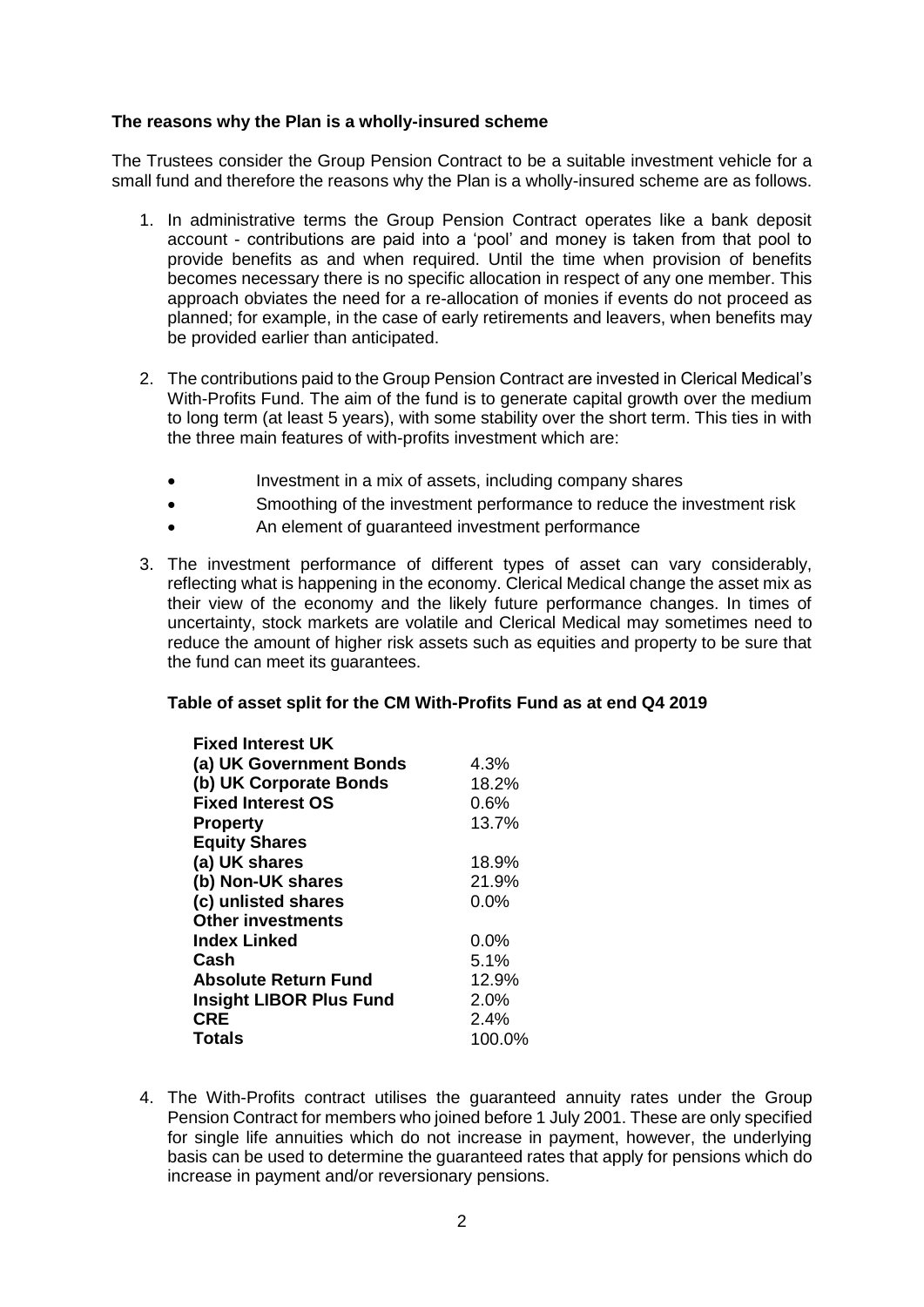**The reasons why the Plan is a wholly-insured scheme**

The Trustees consider the Group Pension Contract to be a suitable investment vehicle for a small fund and therefore the reasons why the Plan is a wholly-insured scheme are as follows.

1. In administrative terms the Group Pension Contract operates like a bank deposit account - contributions are paid into a 'pool' and money is taken from that pool to provide benefits as and when required. Until the time when provision of benefits becomes necessary there is no specific allocation in respect of any one member. This approach obviates the need for a re-allocation of monies if events do not proceed as planned; for example, in the case of early retirements and leavers, when benefits may be provided earlier than anticipated.

2. The contributions paid to the Group Pension Contract are invested in Clerical Medical's With-Profits Fund. The aim of the fund is to generate capital growth over the medium to long term (at least 5 years), with some stability over the short term. This ties in with the three main features of with-profits investment which are:

   - Investment in a mix of assets, including company shares
   - Smoothing of the investment performance to reduce the investment risk
   - An element of guaranteed investment performance

3. The investment performance of different types of asset can vary considerably, reflecting what is happening in the economy. Clerical Medical change the asset mix as their view of the economy and the likely future performance changes. In times of uncertainty, stock markets are volatile and Clerical Medical may sometimes need to reduce the amount of higher risk assets such as equities and property to be sure that the fund can meet its guarantees.

   **Table of asset split for the CM With-Profits Fund as at end Q4 2019**

   | | |
   |---|---|
   | **Fixed Interest UK** | |
   | **(a) UK Government Bonds** | 4.3% |
   | **(b) UK Corporate Bonds** | 18.2% |
   | **Fixed Interest OS** | 0.6% |
   | **Property** | 13.7% |
   | **Equity Shares** | |
   | **(a) UK shares** | 18.9% |
   | **(b) Non-UK shares** | 21.9% |
   | **(c) unlisted shares** | 0.0% |
   | **Other investments** | |
   | **Index Linked** | 0.0% |
   | **Cash** | 5.1% |
   | **Absolute Return Fund** | 12.9% |
   | **Insight LIBOR Plus Fund** | 2.0% |
   | **CRE** | 2.4% |
   | **Totals** | 100.0% |

4. The With-Profits contract utilises the guaranteed annuity rates under the Group Pension Contract for members who joined before 1 July 2001. These are only specified for single life annuities which do not increase in payment, however, the underlying basis can be used to determine the guaranteed rates that apply for pensions which do increase in payment and/or reversionary pensions.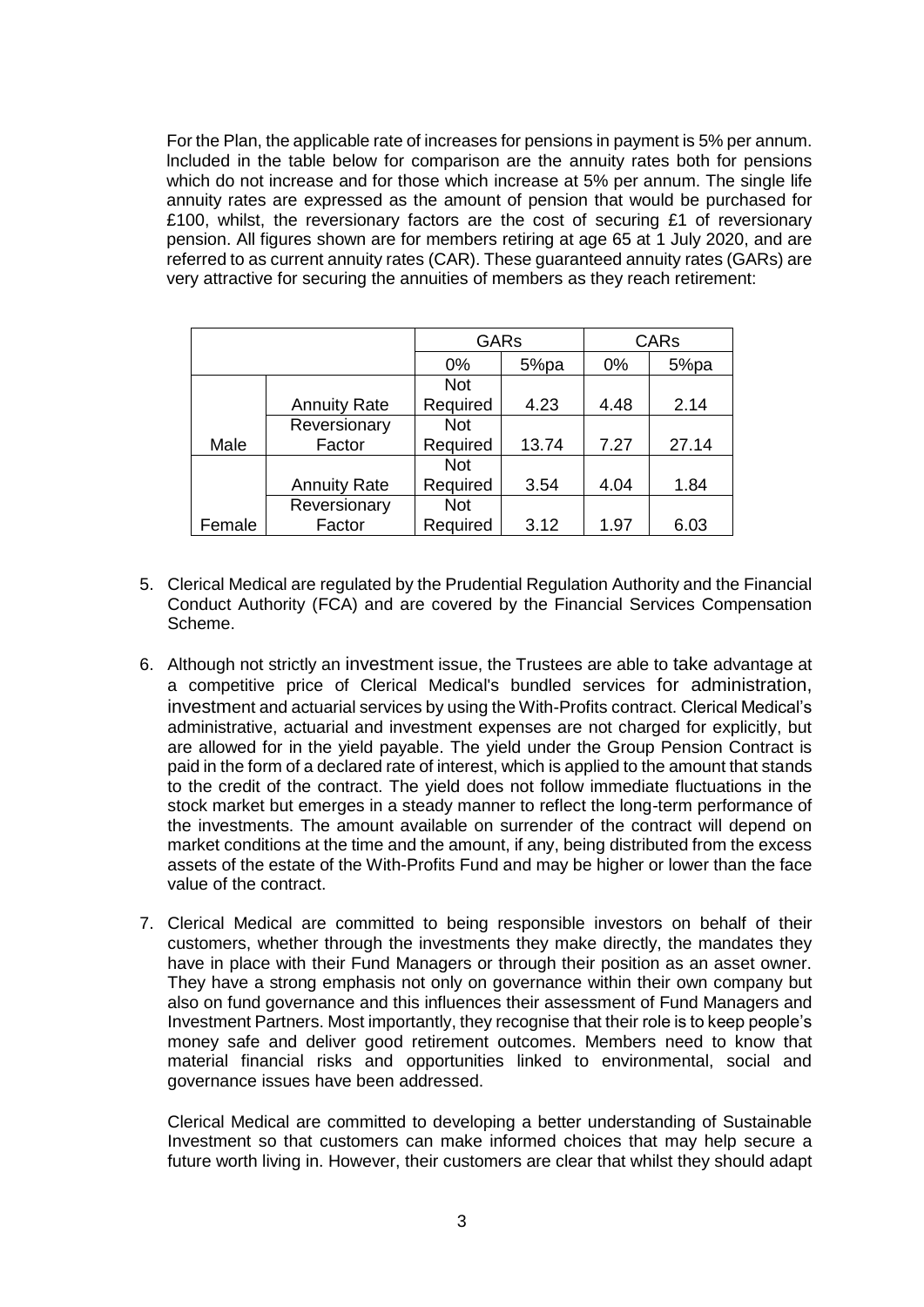For the Plan, the applicable rate of increases for pensions in payment is 5% per annum. Included in the table below for comparison are the annuity rates both for pensions which do not increase and for those which increase at 5% per annum. The single life annuity rates are expressed as the amount of pension that would be purchased for £100, whilst, the reversionary factors are the cost of securing £1 of reversionary pension. All figures shown are for members retiring at age 65 at 1 July 2020, and are referred to as current annuity rates (CAR). These guaranteed annuity rates (GARs) are very attractive for securing the annuities of members as they reach retirement:

| | | GARs | | CARs | |
|---|---|---|---|---|---|
| | | 0% | 5%pa | 0% | 5%pa |
| Male | Annuity Rate | Not Required | 4.23 | 4.48 | 2.14 |
| | Reversionary Factor | Not Required | 13.74 | 7.27 | 27.14 |
| Female | Annuity Rate | Not Required | 3.54 | 4.04 | 1.84 |
| | Reversionary Factor | Not Required | 3.12 | 1.97 | 6.03 |

5. Clerical Medical are regulated by the Prudential Regulation Authority and the Financial Conduct Authority (FCA) and are covered by the Financial Services Compensation Scheme.

6. Although not strictly an investment issue, the Trustees are able to take advantage at a competitive price of Clerical Medical's bundled services for administration, investment and actuarial services by using the With-Profits contract. Clerical Medical's administrative, actuarial and investment expenses are not charged for explicitly, but are allowed for in the yield payable. The yield under the Group Pension Contract is paid in the form of a declared rate of interest, which is applied to the amount that stands to the credit of the contract. The yield does not follow immediate fluctuations in the stock market but emerges in a steady manner to reflect the long-term performance of the investments. The amount available on surrender of the contract will depend on market conditions at the time and the amount, if any, being distributed from the excess assets of the estate of the With-Profits Fund and may be higher or lower than the face value of the contract.

7. Clerical Medical are committed to being responsible investors on behalf of their customers, whether through the investments they make directly, the mandates they have in place with their Fund Managers or through their position as an asset owner. They have a strong emphasis not only on governance within their own company but also on fund governance and this influences their assessment of Fund Managers and Investment Partners. Most importantly, they recognise that their role is to keep people's money safe and deliver good retirement outcomes. Members need to know that material financial risks and opportunities linked to environmental, social and governance issues have been addressed.

   Clerical Medical are committed to developing a better understanding of Sustainable Investment so that customers can make informed choices that may help secure a future worth living in. However, their customers are clear that whilst they should adapt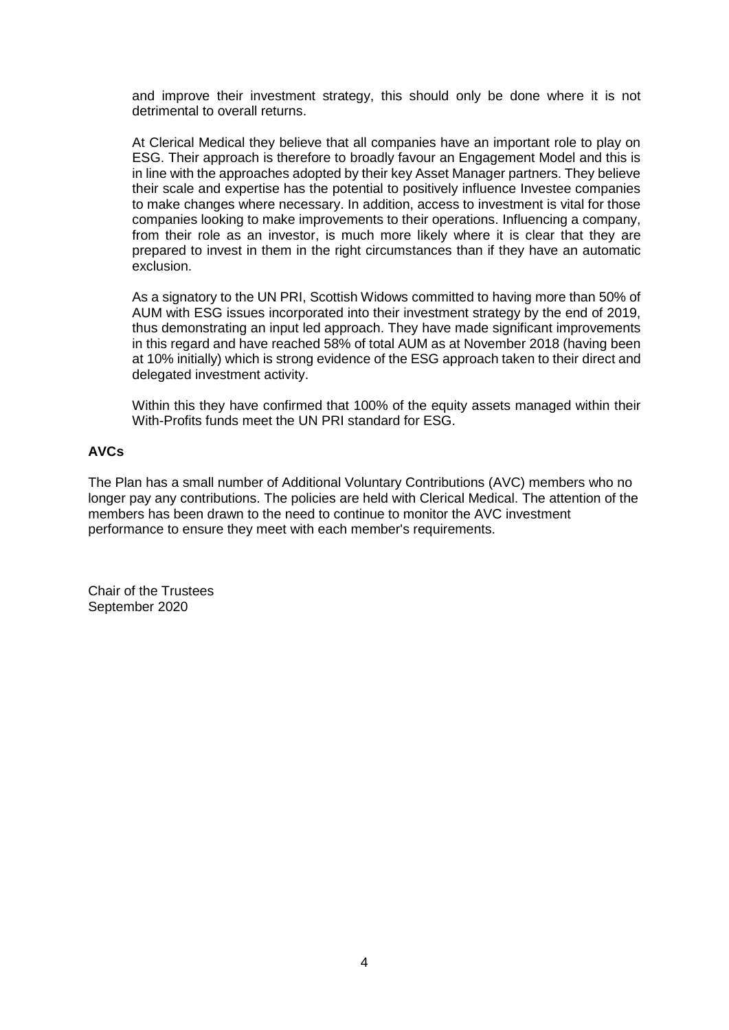and improve their investment strategy, this should only be done where it is not detrimental to overall returns.

At Clerical Medical they believe that all companies have an important role to play on ESG. Their approach is therefore to broadly favour an Engagement Model and this is in line with the approaches adopted by their key Asset Manager partners. They believe their scale and expertise has the potential to positively influence Investee companies to make changes where necessary. In addition, access to investment is vital for those companies looking to make improvements to their operations. Influencing a company, from their role as an investor, is much more likely where it is clear that they are prepared to invest in them in the right circumstances than if they have an automatic exclusion.

As a signatory to the UN PRI, Scottish Widows committed to having more than 50% of AUM with ESG issues incorporated into their investment strategy by the end of 2019, thus demonstrating an input led approach. They have made significant improvements in this regard and have reached 58% of total AUM as at November 2018 (having been at 10% initially) which is strong evidence of the ESG approach taken to their direct and delegated investment activity.

Within this they have confirmed that 100% of the equity assets managed within their With-Profits funds meet the UN PRI standard for ESG.

**AVCs**

The Plan has a small number of Additional Voluntary Contributions (AVC) members who no longer pay any contributions. The policies are held with Clerical Medical. The attention of the members has been drawn to the need to continue to monitor the AVC investment performance to ensure they meet with each member's requirements.

Chair of the Trustees
September 2020